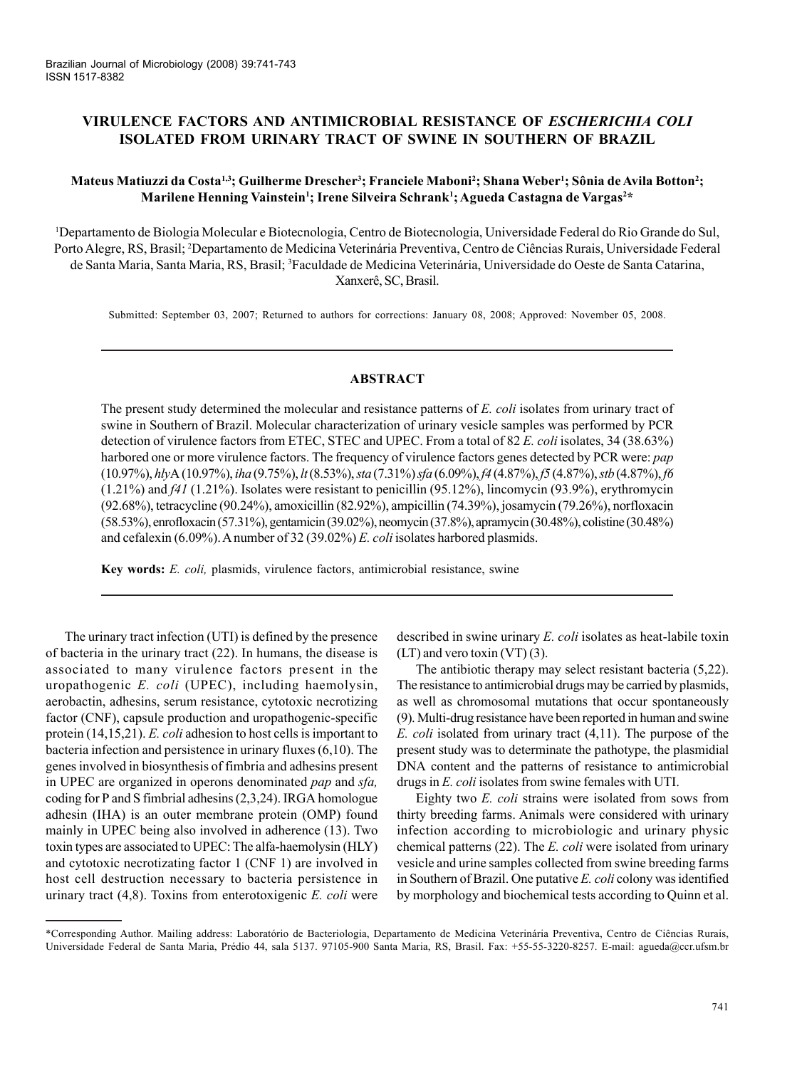# VIRULENCE FACTORS AND ANTIMICROBIAL RESISTANCE OF *ESCHERICHIA COLI* ISOLATED FROM URINARY TRACT OF SWINE IN SOUTHERN OF BRAZIL

**Mateus Matiuzzi da Costa[1,3]; Guilherme Drescher[3]; Franciele Maboni[2]; Shana Weber[1]; Sônia de Avila Botton[2]; Marilene Henning Vainstein[1]; Irene Silveira Schrank[1]; Agueda Castagna de Vargas[2]***

[1]Departamento de Biologia Molecular e Biotecnologia, Centro de Biotecnologia, Universidade Federal do Rio Grande do Sul, Porto Alegre, RS, Brasil; [2]Departamento de Medicina Veterinária Preventiva, Centro de Ciências Rurais, Universidade Federal de Santa Maria, Santa Maria, RS, Brasil; [3]Faculdade de Medicina Veterinária, Universidade do Oeste de Santa Catarina, Xanxerê, SC, Brasil.

Submitted: September 03, 2007; Returned to authors for corrections: January 08, 2008; Approved: November 05, 2008.

## ABSTRACT

The present study determined the molecular and resistance patterns of *E. coli* isolates from urinary tract of swine in Southern of Brazil. Molecular characterization of urinary vesicle samples was performed by PCR detection of virulence factors from ETEC, STEC and UPEC. From a total of 82 *E. coli* isolates, 34 (38.63%) harbored one or more virulence factors. The frequency of virulence factors genes detected by PCR were: *pap* (10.97%), *hly*A (10.97%), *iha* (9.75%), *lt* (8.53%), *sta* (7.31%) *sfa* (6.09%), *f4* (4.87%), *f5* (4.87%), *stb* (4.87%), *f6* (1.21%) and *f41* (1.21%). Isolates were resistant to penicillin (95.12%), lincomycin (93.9%), erythromycin (92.68%), tetracycline (90.24%), amoxicillin (82.92%), ampicillin (74.39%), josamycin (79.26%), norfloxacin (58.53%), enrofloxacin (57.31%), gentamicin (39.02%), neomycin (37.8%), apramycin (30.48%), colistine (30.48%) and cefalexin (6.09%). A number of 32 (39.02%) *E. coli* isolates harbored plasmids.

**Key words:** *E. coli,* plasmids, virulence factors, antimicrobial resistance, swine

The urinary tract infection (UTI) is defined by the presence of bacteria in the urinary tract (22). In humans, the disease is associated to many virulence factors present in the uropathogenic *E. coli* (UPEC), including haemolysin, aerobactin, adhesins, serum resistance, cytotoxic necrotizing factor (CNF), capsule production and uropathogenic-specific protein (14,15,21). *E. coli* adhesion to host cells is important to bacteria infection and persistence in urinary fluxes (6,10). The genes involved in biosynthesis of fimbria and adhesins present in UPEC are organized in operons denominated *pap* and *sfa,* coding for P and S fimbrial adhesins (2,3,24). IRGA homologue adhesin (IHA) is an outer membrane protein (OMP) found mainly in UPEC being also involved in adherence (13). Two toxin types are associated to UPEC: The alfa-haemolysin (HLY) and cytotoxic necrotizing factor 1 (CNF 1) are involved in host cell destruction necessary to bacteria persistence in urinary tract (4,8). Toxins from enterotoxigenic *E. coli* were described in swine urinary *E. coli* isolates as heat-labile toxin (LT) and vero toxin (VT) (3).

The antibiotic therapy may select resistant bacteria (5,22). The resistance to antimicrobial drugs may be carried by plasmids, as well as chromosomal mutations that occur spontaneously (9). Multi-drug resistance have been reported in human and swine *E. coli* isolated from urinary tract (4,11). The purpose of the present study was to determinate the pathotype, the plasmidial DNA content and the patterns of resistance to antimicrobial drugs in *E. coli* isolates from swine females with UTI.

Eighty two *E. coli* strains were isolated from sows from thirty breeding farms. Animals were considered with urinary infection according to microbiologic and urinary physic chemical patterns (22). The *E. coli* were isolated from urinary vesicle and urine samples collected from swine breeding farms in Southern of Brazil. One putative *E. coli* colony was identified by morphology and biochemical tests according to Quinn et al.

*Corresponding Author. Mailing address: Laboratório de Bacteriologia, Departamento de Medicina Veterinária Preventiva, Centro de Ciências Rurais, Universidade Federal de Santa Maria, Prédio 44, sala 5137. 97105-900 Santa Maria, RS, Brasil. Fax: +55-55-3220-8257. E-mail: agueda@ccr.ufsm.br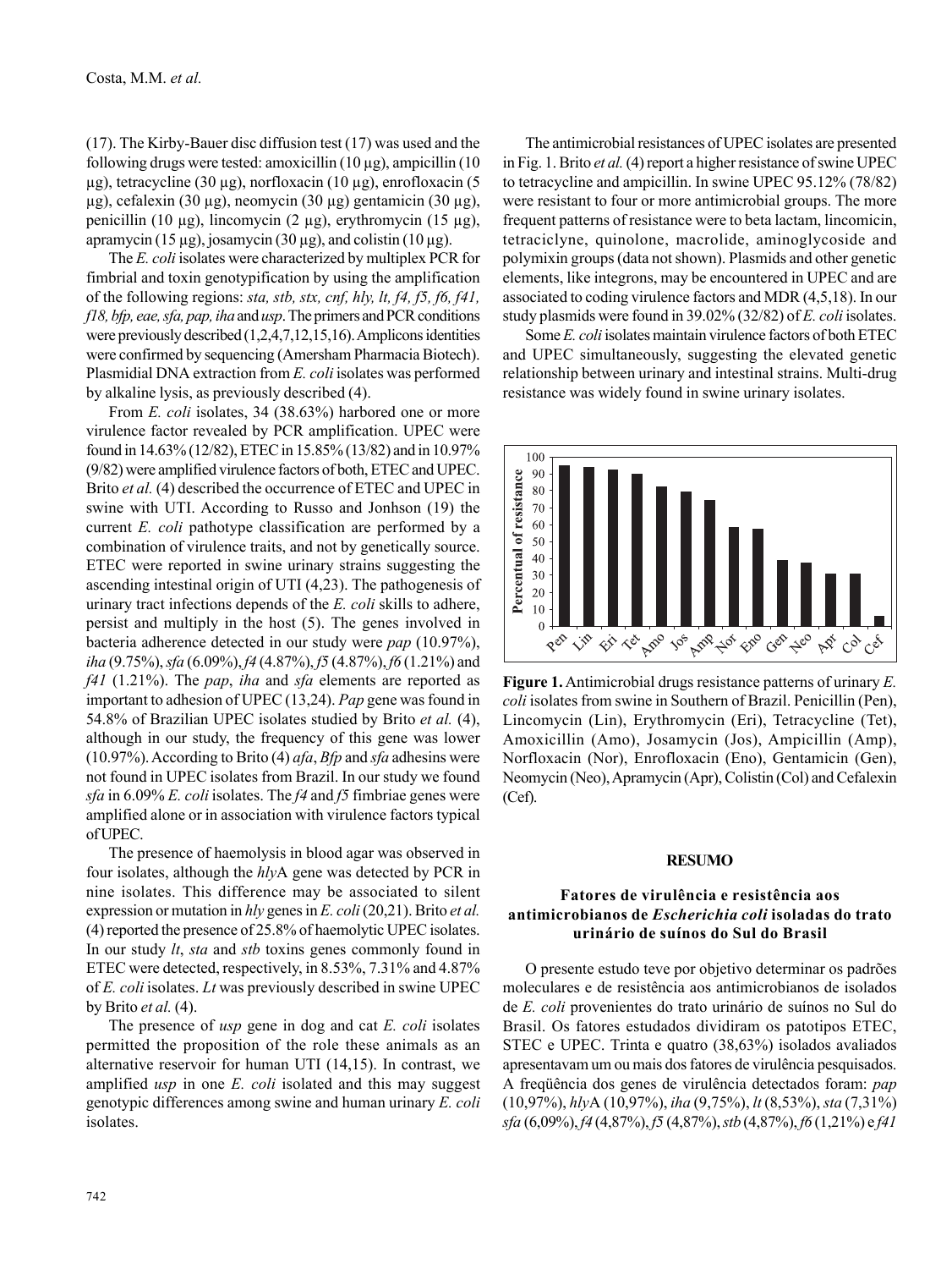(17). The Kirby-Bauer disc diffusion test (17) was used and the following drugs were tested: amoxicillin (10 µg), ampicillin (10 µg), tetracycline (30 µg), norfloxacin (10 µg), enrofloxacin (5 µg), cefalexin (30 µg), neomycin (30 µg) gentamicin (30 µg), penicillin (10 µg), lincomycin (2 µg), erythromycin (15 µg), apramycin (15 µg), josamycin (30 µg), and colistin (10 µg).

The *E. coli* isolates were characterized by multiplex PCR for fimbrial and toxin genotypification by using the amplification of the following regions: *sta, stb, stx, cnf, hly, lt, f4, f5, f6, f41, f18, bfp, eae, sfa, pap, iha* and *usp*. The primers and PCR conditions were previously described (1,2,4,7,12,15,16). Amplicons identities were confirmed by sequencing (Amersham Pharmacia Biotech). Plasmidial DNA extraction from *E. coli* isolates was performed by alkaline lysis, as previously described (4).

From *E. coli* isolates, 34 (38.63%) harbored one or more virulence factor revealed by PCR amplification. UPEC were found in 14.63% (12/82), ETEC in 15.85% (13/82) and in 10.97% (9/82) were amplified virulence factors of both, ETEC and UPEC. Brito *et al.* (4) described the occurrence of ETEC and UPEC in swine with UTI. According to Russo and Jonhson (19) the current *E. coli* pathotype classification are performed by a combination of virulence traits, and not by genetically source. ETEC were reported in swine urinary strains suggesting the ascending intestinal origin of UTI (4,23). The pathogenesis of urinary tract infections depends of the *E. coli* skills to adhere, persist and multiply in the host (5). The genes involved in bacteria adherence detected in our study were *pap* (10.97%), *iha* (9.75%), *sfa* (6.09%), *f4* (4.87%), *f5* (4.87%), *f6* (1.21%) and *f41* (1.21%). The *pap*, *iha* and *sfa* elements are reported as important to adhesion of UPEC (13,24). *Pap* gene was found in 54.8% of Brazilian UPEC isolates studied by Brito *et al.* (4), although in our study, the frequency of this gene was lower (10.97%). According to Brito (4) *afa*, *Bfp* and *sfa* adhesins were not found in UPEC isolates from Brazil. In our study we found *sfa* in 6.09% *E. coli* isolates. The *f4* and *f5* fimbriae genes were amplified alone or in association with virulence factors typical of UPEC.

The presence of haemolysis in blood agar was observed in four isolates, although the *hly*A gene was detected by PCR in nine isolates. This difference may be associated to silent expression or mutation in *hly* genes in *E. coli* (20,21). Brito *et al.* (4) reported the presence of 25.8% of haemolytic UPEC isolates. In our study *lt*, *sta* and *stb* toxins genes commonly found in ETEC were detected, respectively, in 8.53%, 7.31% and 4.87% of *E. coli* isolates. *Lt* was previously described in swine UPEC by Brito *et al.* (4).

The presence of *usp* gene in dog and cat *E. coli* isolates permitted the proposition of the role these animals as an alternative reservoir for human UTI (14,15). In contrast, we amplified *usp* in one *E. coli* isolated and this may suggest genotypic differences among swine and human urinary *E. coli* isolates.

The antimicrobial resistances of UPEC isolates are presented in Fig. 1. Brito *et al.* (4) report a higher resistance of swine UPEC to tetracycline and ampicillin. In swine UPEC 95.12% (78/82) were resistant to four or more antimicrobial groups. The more frequent patterns of resistance were to beta lactam, lincomicin, tetraciclyne, quinolone, macrolide, aminoglycoside and polymixin groups (data not shown). Plasmids and other genetic elements, like integrons, may be encountered in UPEC and are associated to coding virulence factors and MDR (4,5,18). In our study plasmids were found in 39.02% (32/82) of *E. coli* isolates.

Some *E. coli* isolates maintain virulence factors of both ETEC and UPEC simultaneously, suggesting the elevated genetic relationship between urinary and intestinal strains. Multi-drug resistance was widely found in swine urinary isolates.

**Figure 1.** Antimicrobial drugs resistance patterns of urinary *E. coli* isolates from swine in Southern of Brazil. Penicillin (Pen), Lincomycin (Lin), Erythromycin (Eri), Tetracycline (Tet), Amoxicillin (Amo), Josamycin (Jos), Ampicillin (Amp), Norfloxacin (Nor), Enrofloxacin (Eno), Gentamicin (Gen), Neomycin (Neo), Apramycin (Apr), Colistin (Col) and Cefalexin (Cef).

## RESUMO

### Fatores de virulência e resistência aos antimicrobianos de *Escherichia coli* isoladas do trato urinário de suínos do Sul do Brasil

O presente estudo teve por objetivo determinar os padrões moleculares e de resistência aos antimicrobianos de isolados de *E. coli* provenientes do trato urinário de suínos no Sul do Brasil. Os fatores estudados dividiram os patotipos ETEC, STEC e UPEC. Trinta e quatro (38,63%) isolados avaliados apresentavam um ou mais dos fatores de virulência pesquisados. A freqüência dos genes de virulência detectados foram: *pap* (10,97%), *hly*A (10,97%), *iha* (9,75%), *lt* (8,53%), *sta* (7,31%) *sfa* (6,09%), *f4* (4,87%), *f5* (4,87%), *stb* (4,87%), *f6* (1,21%) e *f41*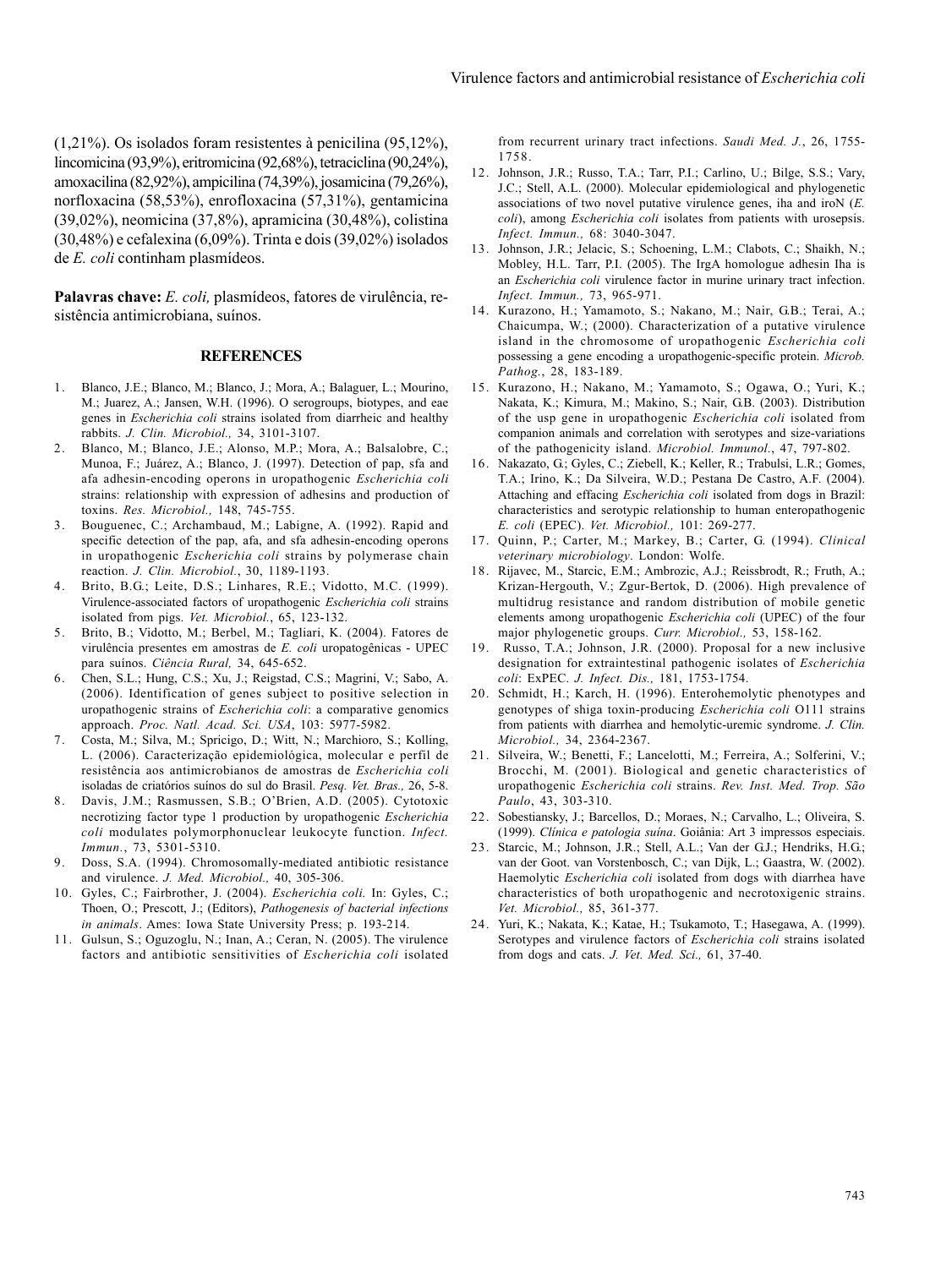(1,21%). Os isolados foram resistentes à penicilina (95,12%), lincomicina (93,9%), eritromicina (92,68%), tetraciclina (90,24%), amoxacilina (82,92%), ampicilina (74,39%), josamicina (79,26%), norfloxacina (58,53%), enrofloxacina (57,31%), gentamicina (39,02%), neomicina (37,8%), apramicina (30,48%), colistina (30,48%) e cefalexina (6,09%). Trinta e dois (39,02%) isolados de *E. coli* continham plasmídeos.

**Palavras chave:** *E. coli,* plasmídeos, fatores de virulência, resistência antimicrobiana, suínos.

## REFERENCES

1. Blanco, J.E.; Blanco, M.; Blanco, J.; Mora, A.; Balaguer, L.; Mourino, M.; Juarez, A.; Jansen, W.H. (1996). O serogroups, biotypes, and eae genes in *Escherichia coli* strains isolated from diarrheic and healthy rabbits. *J. Clin. Microbiol.,* 34, 3101-3107.
2. Blanco, M.; Blanco, J.E.; Alonso, M.P.; Mora, A.; Balsalobre, C.; Munoa, F.; Juárez, A.; Blanco, J. (1997). Detection of pap, sfa and afa adhesin-encoding operons in uropathogenic *Escherichia coli* strains: relationship with expression of adhesins and production of toxins. *Res. Microbiol.,* 148, 745-755.
3. Bouguenec, C.; Archambaud, M.; Labigne, A. (1992). Rapid and specific detection of the pap, afa, and sfa adhesin-encoding operons in uropathogenic *Escherichia coli* strains by polymerase chain reaction. *J. Clin. Microbiol.*, 30, 1189-1193.
4. Brito, B.G.; Leite, D.S.; Linhares, R.E.; Vidotto, M.C. (1999). Virulence-associated factors of uropathogenic *Escherichia coli* strains isolated from pigs. *Vet. Microbiol.*, 65, 123-132.
5. Brito, B.; Vidotto, M.; Berbel, M.; Tagliari, K. (2004). Fatores de virulência presentes em amostras de *E. coli* uropatogênicas - UPEC para suínos. *Ciência Rural,* 34, 645-652.
6. Chen, S.L.; Hung, C.S.; Xu, J.; Reigstad, C.S.; Magrini, V.; Sabo, A. (2006). Identification of genes subject to positive selection in uropathogenic strains of *Escherichia coli*: a comparative genomics approach. *Proc. Natl. Acad. Sci. USA*, 103: 5977-5982.
7. Costa, M.; Silva, M.; Spricigo, D.; Witt, N.; Marchioro, S.; Kolling, L. (2006). Caracterização epidemiológica, molecular e perfil de resistência aos antimicrobianos de amostras de *Escherichia coli* isoladas de criatórios suínos do sul do Brasil. *Pesq. Vet. Bras.,* 26, 5-8.
8. Davis, J.M.; Rasmussen, S.B.; O'Brien, A.D. (2005). Cytotoxic necrotizing factor type 1 production by uropathogenic *Escherichia coli* modulates polymorphonuclear leukocyte function. *Infect. Immun.*, 73, 5301-5310.
9. Doss, S.A. (1994). Chromosomally-mediated antibiotic resistance and virulence. *J. Med. Microbiol.,* 40, 305-306.
10. Gyles, C.; Fairbrother, J. (2004). *Escherichia coli.* In: Gyles, C.; Thoen, O.; Prescott, J.; (Editors), *Pathogenesis of bacterial infections in animals*. Ames: Iowa State University Press; p. 193-214.
11. Gulsun, S.; Oguzoglu, N.; Inan, A.; Ceran, N. (2005). The virulence factors and antibiotic sensitivities of *Escherichia coli* isolated from recurrent urinary tract infections. *Saudi Med. J.*, 26, 1755-1758.
12. Johnson, J.R.; Russo, T.A.; Tarr, P.I.; Carlino, U.; Bilge, S.S.; Vary, J.C.; Stell, A.L. (2000). Molecular epidemiological and phylogenetic associations of two novel putative virulence genes, iha and iroN (*E. coli*), among *Escherichia coli* isolates from patients with urosepsis. *Infect. Immun.,* 68: 3040-3047.
13. Johnson, J.R.; Jelacic, S.; Schoening, L.M.; Clabots, C.; Shaikh, N.; Mobley, H.L. Tarr, P.I. (2005). The IrgA homologue adhesin Iha is an *Escherichia coli* virulence factor in murine urinary tract infection. *Infect. Immun.,* 73, 965-971.
14. Kurazono, H.; Yamamoto, S.; Nakano, M.; Nair, G.B.; Terai, A.; Chaicumpa, W.; (2000). Characterization of a putative virulence island in the chromosome of uropathogenic *Escherichia coli* possessing a gene encoding a uropathogenic-specific protein. *Microb. Pathog.*, 28, 183-189.
15. Kurazono, H.; Nakano, M.; Yamamoto, S.; Ogawa, O.; Yuri, K.; Nakata, K.; Kimura, M.; Makino, S.; Nair, G.B. (2003). Distribution of the usp gene in uropathogenic *Escherichia coli* isolated from companion animals and correlation with serotypes and size-variations of the pathogenicity island. *Microbiol. Immunol.*, 47, 797-802.
16. Nakazato, G.; Gyles, C.; Ziebell, K.; Keller, R.; Trabulsi, L.R.; Gomes, T.A.; Irino, K.; Da Silveira, W.D.; Pestana De Castro, A.F. (2004). Attaching and effacing *Escherichia coli* isolated from dogs in Brazil: characteristics and serotypic relationship to human enteropathogenic *E. coli* (EPEC). *Vet. Microbiol.,* 101: 269-277.
17. Quinn, P.; Carter, M.; Markey, B.; Carter, G. (1994). *Clinical veterinary microbiology*. London: Wolfe.
18. Rijavec, M., Starcic, E.M.; Ambrozic, A.J.; Reissbrodt, R.; Fruth, A.; Krizan-Hergouth, V.; Zgur-Bertok, D. (2006). High prevalence of multidrug resistance and random distribution of mobile genetic elements among uropathogenic *Escherichia coli* (UPEC) of the four major phylogenetic groups. *Curr. Microbiol.,* 53, 158-162.
19. Russo, T.A.; Johnson, J.R. (2000). Proposal for a new inclusive designation for extraintestinal pathogenic isolates of *Escherichia coli*: ExPEC. *J. Infect. Dis.,* 181, 1753-1754.
20. Schmidt, H.; Karch, H. (1996). Enterohemolytic phenotypes and genotypes of shiga toxin-producing *Escherichia coli* O111 strains from patients with diarrhea and hemolytic-uremic syndrome. *J. Clin. Microbiol.,* 34, 2364-2367.
21. Silveira, W.; Benetti, F.; Lancelotti, M.; Ferreira, A.; Solferini, V.; Brocchi, M. (2001). Biological and genetic characteristics of uropathogenic *Escherichia coli* strains. *Rev. Inst. Med. Trop. São Paulo*, 43, 303-310.
22. Sobestiansky, J.; Barcellos, D.; Moraes, N.; Carvalho, L.; Oliveira, S. (1999). *Clínica e patologia suína*. Goiânia: Art 3 impressos especiais.
23. Starcic, M.; Johnson, J.R.; Stell, A.L.; Van der G.J.; Hendriks, H.G.; van der Goot. van Vorstenbosch, C.; van Dijk, L.; Gaastra, W. (2002). Haemolytic *Escherichia coli* isolated from dogs with diarrhea have characteristics of both uropathogenic and necrotoxigenic strains. *Vet. Microbiol.,* 85, 361-377.
24. Yuri, K.; Nakata, K.; Katae, H.; Tsukamoto, T.; Hasegawa, A. (1999). Serotypes and virulence factors of *Escherichia coli* strains isolated from dogs and cats. *J. Vet. Med. Sci.,* 61, 37-40.